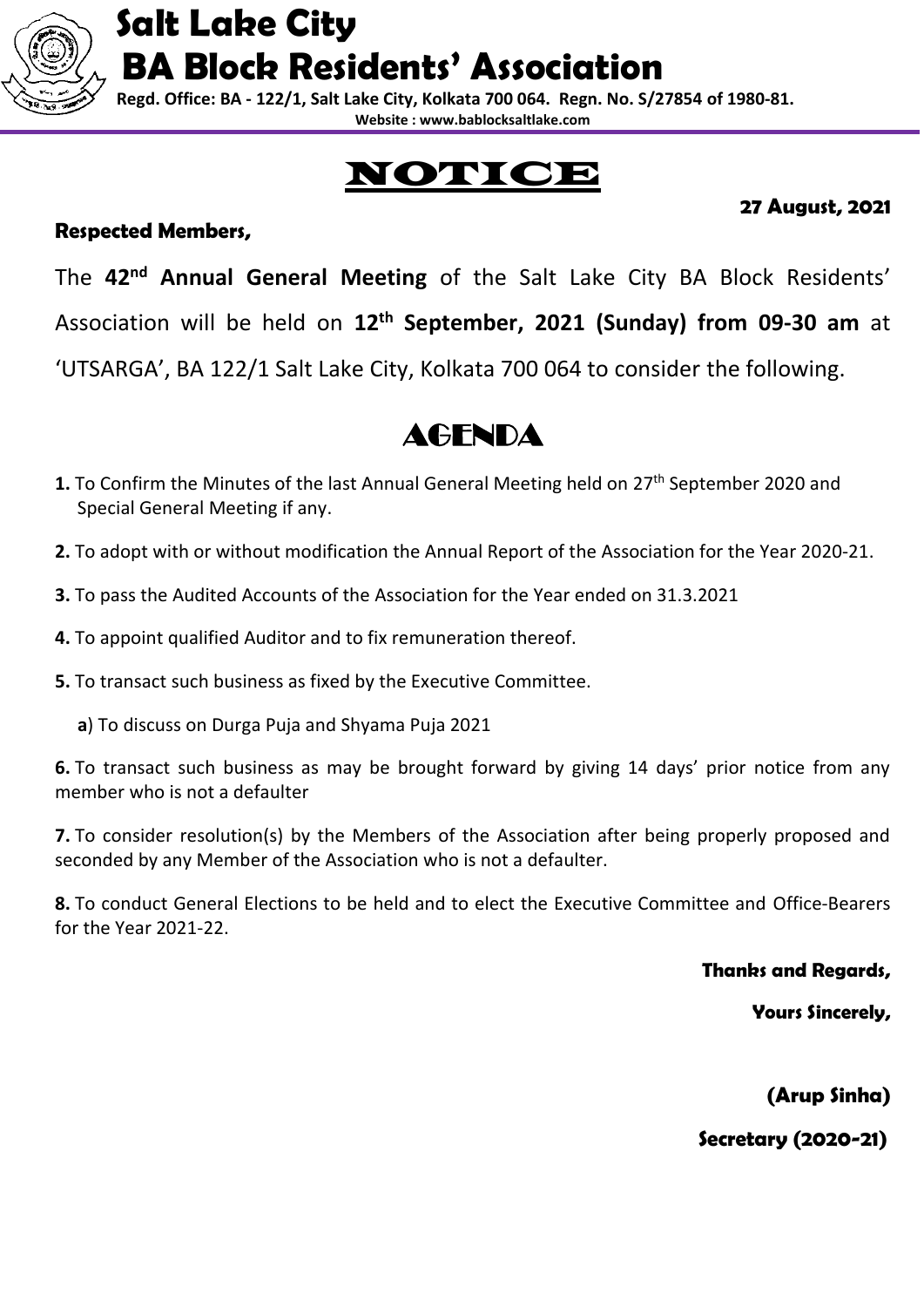# Salt Lake City
# BA Block Residents' Association

**Regd. Office: BA - 122/1, Salt Lake City, Kolkata 700 064. Regn. No. S/27854 of 1980-81.**
**Website : www.bablocksaltlake.com**

## NOTICE

**27 August, 2021**

**Respected Members,**

The **42nd Annual General Meeting** of the Salt Lake City BA Block Residents' Association will be held on **12th September, 2021 (Sunday) from 09-30 am** at 'UTSARGA', BA 122/1 Salt Lake City, Kolkata 700 064 to consider the following.

## AGENDA

**1.** To Confirm the Minutes of the last Annual General Meeting held on 27th September 2020 and Special General Meeting if any.

**2.** To adopt with or without modification the Annual Report of the Association for the Year 2020-21.

**3.** To pass the Audited Accounts of the Association for the Year ended on 31.3.2021

**4.** To appoint qualified Auditor and to fix remuneration thereof.

**5.** To transact such business as fixed by the Executive Committee.

**a**) To discuss on Durga Puja and Shyama Puja 2021

**6.** To transact such business as may be brought forward by giving 14 days' prior notice from any member who is not a defaulter

**7.** To consider resolution(s) by the Members of the Association after being properly proposed and seconded by any Member of the Association who is not a defaulter.

**8.** To conduct General Elections to be held and to elect the Executive Committee and Office-Bearers for the Year 2021-22.

**Thanks and Regards,**

**Yours Sincerely,**

**(Arup Sinha)**

**Secretary (2020-21)**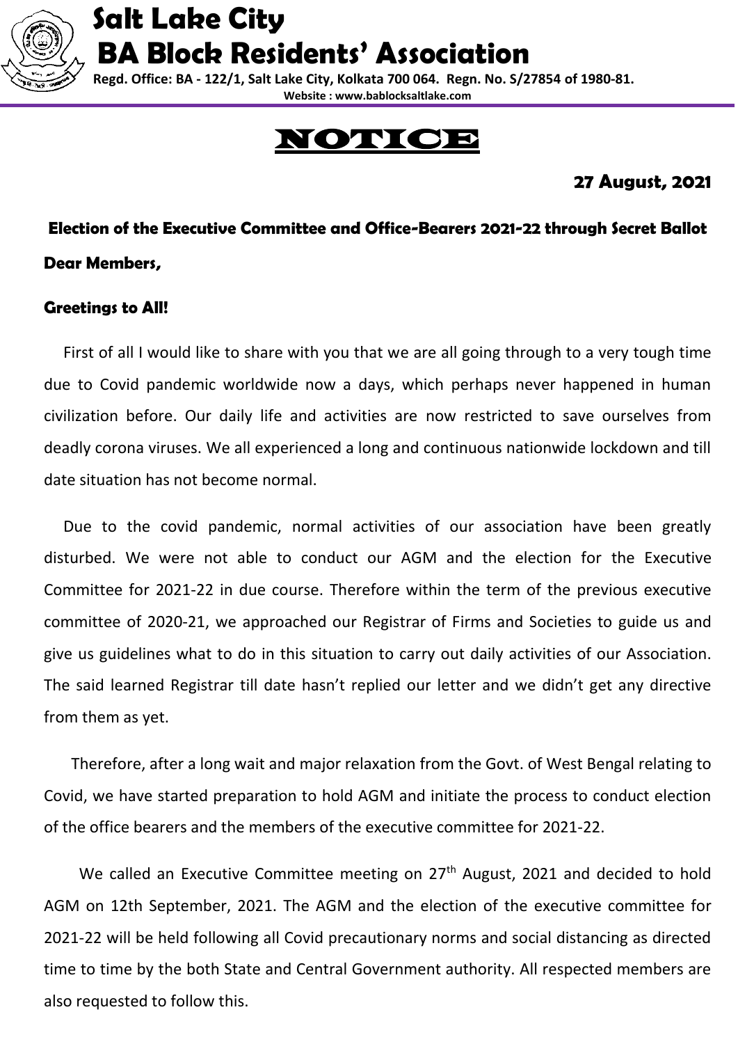# Salt Lake City BA Block Residents' Association

**Regd. Office: BA - 122/1, Salt Lake City, Kolkata 700 064. Regn. No. S/27854 of 1980-81.**
**Website : www.bablocksaltlake.com**

# NOTICE

**27 August, 2021**

**Election of the Executive Committee and Office-Bearers 2021-22 through Secret Ballot**

**Dear Members,**

**Greetings to All!**

First of all I would like to share with you that we are all going through to a very tough time due to Covid pandemic worldwide now a days, which perhaps never happened in human civilization before. Our daily life and activities are now restricted to save ourselves from deadly corona viruses. We all experienced a long and continuous nationwide lockdown and till date situation has not become normal.

Due to the covid pandemic, normal activities of our association have been greatly disturbed. We were not able to conduct our AGM and the election for the Executive Committee for 2021-22 in due course. Therefore within the term of the previous executive committee of 2020-21, we approached our Registrar of Firms and Societies to guide us and give us guidelines what to do in this situation to carry out daily activities of our Association. The said learned Registrar till date hasn't replied our letter and we didn't get any directive from them as yet.

Therefore, after a long wait and major relaxation from the Govt. of West Bengal relating to Covid, we have started preparation to hold AGM and initiate the process to conduct election of the office bearers and the members of the executive committee for 2021-22.

We called an Executive Committee meeting on 27th August, 2021 and decided to hold AGM on 12th September, 2021. The AGM and the election of the executive committee for 2021-22 will be held following all Covid precautionary norms and social distancing as directed time to time by the both State and Central Government authority. All respected members are also requested to follow this.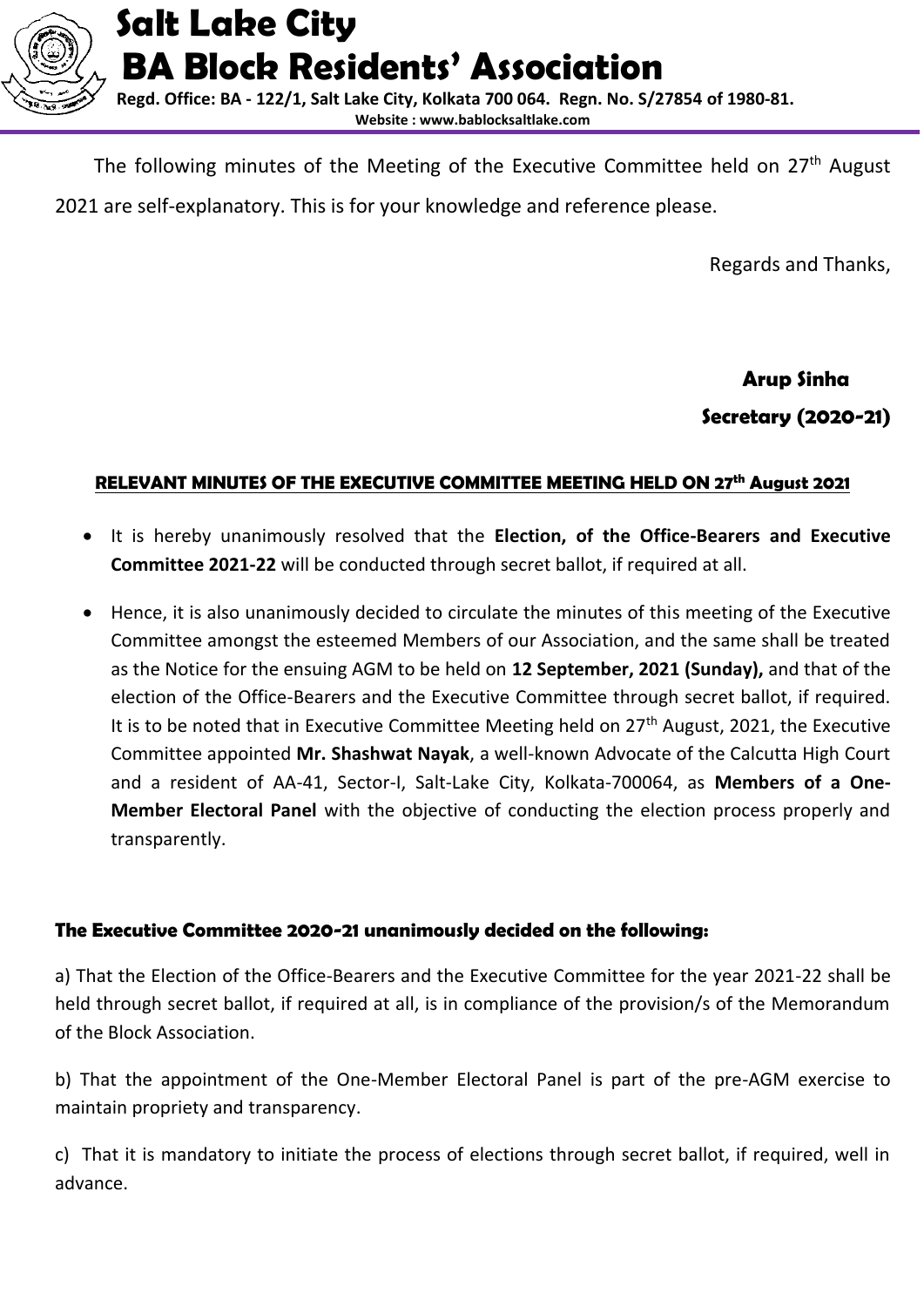# Salt Lake City BA Block Residents' Association

**Regd. Office: BA - 122/1, Salt Lake City, Kolkata 700 064. Regn. No. S/27854 of 1980-81.**

**Website : www.bablocksaltlake.com**

The following minutes of the Meeting of the Executive Committee held on 27th August 2021 are self-explanatory. This is for your knowledge and reference please.

Regards and Thanks,

**Arup Sinha**

**Secretary (2020-21)**

## RELEVANT MINUTES OF THE EXECUTIVE COMMITTEE MEETING HELD ON 27th August 2021

- It is hereby unanimously resolved that the **Election, of the Office-Bearers and Executive Committee 2021-22** will be conducted through secret ballot, if required at all.
- Hence, it is also unanimously decided to circulate the minutes of this meeting of the Executive Committee amongst the esteemed Members of our Association, and the same shall be treated as the Notice for the ensuing AGM to be held on **12 September, 2021 (Sunday),** and that of the election of the Office-Bearers and the Executive Committee through secret ballot, if required. It is to be noted that in Executive Committee Meeting held on 27th August, 2021, the Executive Committee appointed **Mr. Shashwat Nayak**, a well-known Advocate of the Calcutta High Court and a resident of AA-41, Sector-I, Salt-Lake City, Kolkata-700064, as **Members of a One-Member Electoral Panel** with the objective of conducting the election process properly and transparently.

**The Executive Committee 2020-21 unanimously decided on the following:**

a) That the Election of the Office-Bearers and the Executive Committee for the year 2021-22 shall be held through secret ballot, if required at all, is in compliance of the provision/s of the Memorandum of the Block Association.

b) That the appointment of the One-Member Electoral Panel is part of the pre-AGM exercise to maintain propriety and transparency.

c) That it is mandatory to initiate the process of elections through secret ballot, if required, well in advance.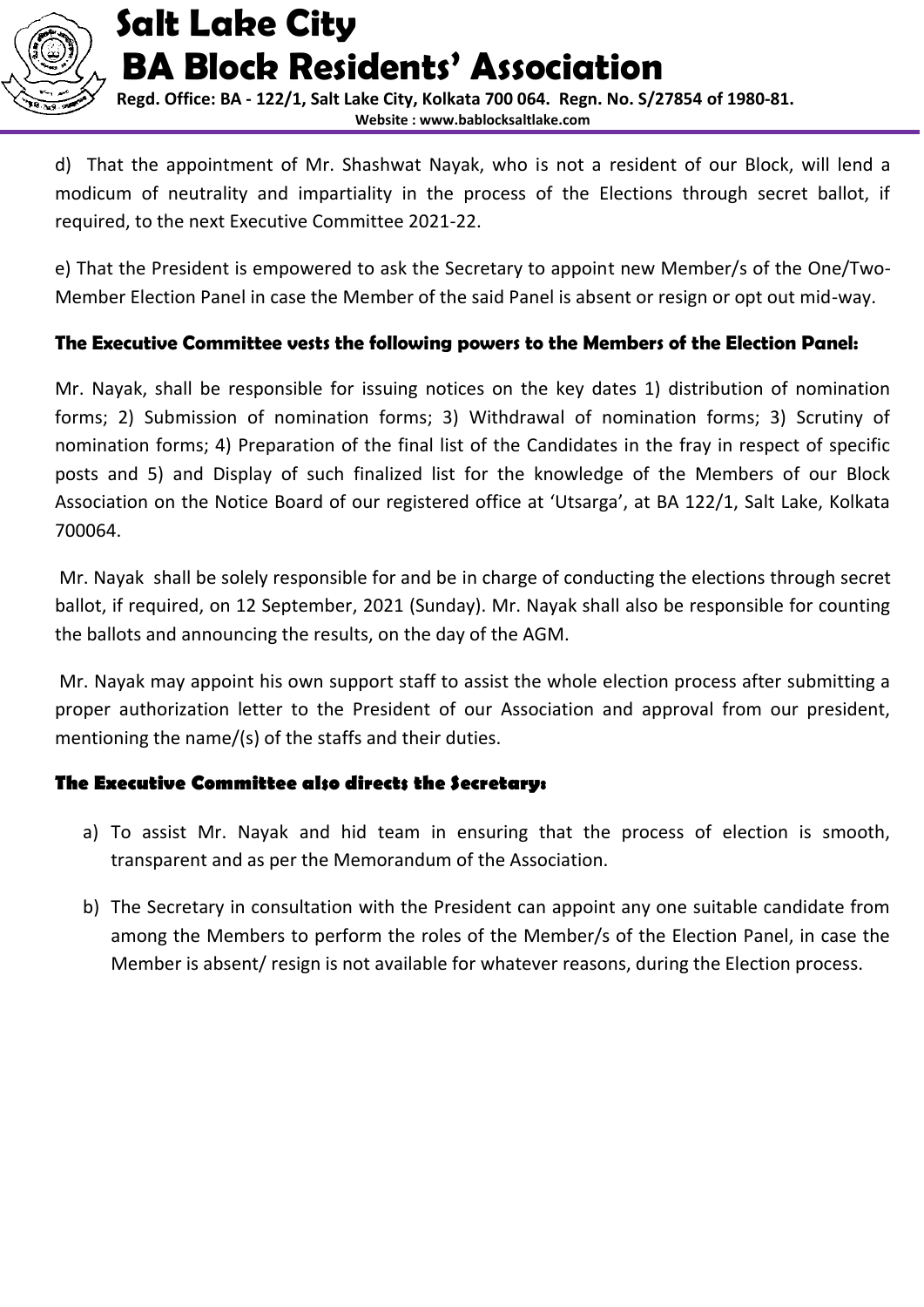d) That the appointment of Mr. Shashwat Nayak, who is not a resident of our Block, will lend a modicum of neutrality and impartiality in the process of the Elections through secret ballot, if required, to the next Executive Committee 2021-22.

e) That the President is empowered to ask the Secretary to appoint new Member/s of the One/Two-Member Election Panel in case the Member of the said Panel is absent or resign or opt out mid-way.

**The Executive Committee vests the following powers to the Members of the Election Panel:**

Mr. Nayak, shall be responsible for issuing notices on the key dates 1) distribution of nomination forms; 2) Submission of nomination forms; 3) Withdrawal of nomination forms; 3) Scrutiny of nomination forms; 4) Preparation of the final list of the Candidates in the fray in respect of specific posts and 5) and Display of such finalized list for the knowledge of the Members of our Block Association on the Notice Board of our registered office at 'Utsarga', at BA 122/1, Salt Lake, Kolkata 700064.

Mr. Nayak shall be solely responsible for and be in charge of conducting the elections through secret ballot, if required, on 12 September, 2021 (Sunday). Mr. Nayak shall also be responsible for counting the ballots and announcing the results, on the day of the AGM.

Mr. Nayak may appoint his own support staff to assist the whole election process after submitting a proper authorization letter to the President of our Association and approval from our president, mentioning the name/(s) of the staffs and their duties.

**The Executive Committee also directs the Secretary:**

a) To assist Mr. Nayak and hid team in ensuring that the process of election is smooth, transparent and as per the Memorandum of the Association.

b) The Secretary in consultation with the President can appoint any one suitable candidate from among the Members to perform the roles of the Member/s of the Election Panel, in case the Member is absent/ resign is not available for whatever reasons, during the Election process.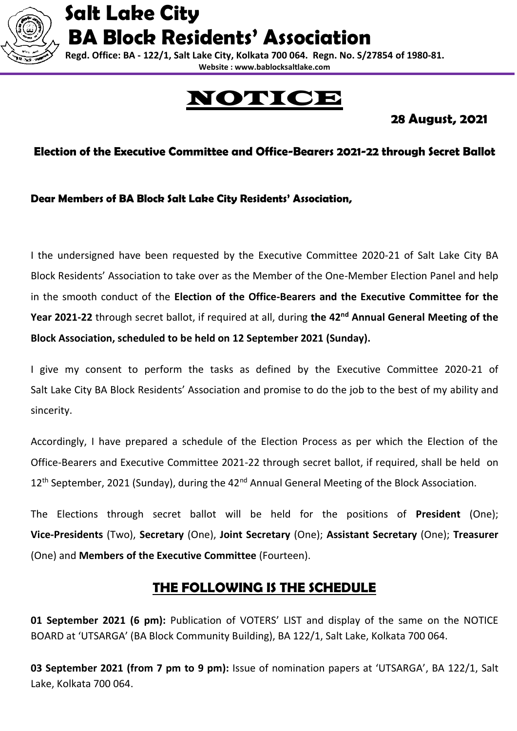# Salt Lake City
# BA Block Residents' Association

**Regd. Office: BA - 122/1, Salt Lake City, Kolkata 700 064. Regn. No. S/27854 of 1980-81.**
**Website : www.bablocksaltlake.com**

# NOTICE

**28 August, 2021**

### Election of the Executive Committee and Office-Bearers 2021-22 through Secret Ballot

**Dear Members of BA Block Salt Lake City Residents' Association,**

I the undersigned have been requested by the Executive Committee 2020-21 of Salt Lake City BA Block Residents' Association to take over as the Member of the One-Member Election Panel and help in the smooth conduct of the **Election of the Office-Bearers and the Executive Committee for the Year 2021-22** through secret ballot, if required at all, during **the 42nd Annual General Meeting of the Block Association, scheduled to be held on 12 September 2021 (Sunday).**

I give my consent to perform the tasks as defined by the Executive Committee 2020-21 of Salt Lake City BA Block Residents' Association and promise to do the job to the best of my ability and sincerity.

Accordingly, I have prepared a schedule of the Election Process as per which the Election of the Office-Bearers and Executive Committee 2021-22 through secret ballot, if required, shall be held on 12th September, 2021 (Sunday), during the 42nd Annual General Meeting of the Block Association.

The Elections through secret ballot will be held for the positions of **President** (One); **Vice-Presidents** (Two), **Secretary** (One), **Joint Secretary** (One); **Assistant Secretary** (One); **Treasurer** (One) and **Members of the Executive Committee** (Fourteen).

## THE FOLLOWING IS THE SCHEDULE

**01 September 2021 (6 pm):** Publication of VOTERS' LIST and display of the same on the NOTICE BOARD at 'UTSARGA' (BA Block Community Building), BA 122/1, Salt Lake, Kolkata 700 064.

**03 September 2021 (from 7 pm to 9 pm):** Issue of nomination papers at 'UTSARGA', BA 122/1, Salt Lake, Kolkata 700 064.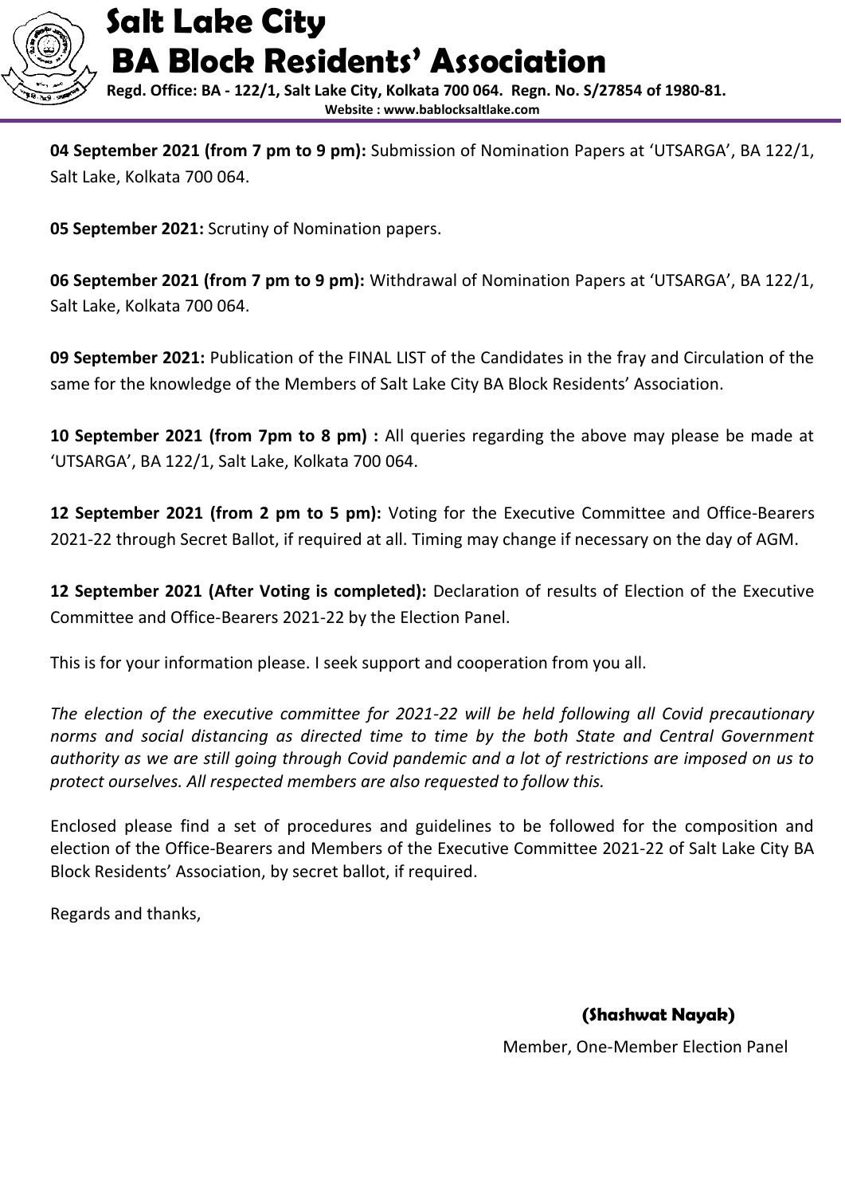**04 September 2021 (from 7 pm to 9 pm):** Submission of Nomination Papers at 'UTSARGA', BA 122/1, Salt Lake, Kolkata 700 064.

**05 September 2021:** Scrutiny of Nomination papers.

**06 September 2021 (from 7 pm to 9 pm):** Withdrawal of Nomination Papers at 'UTSARGA', BA 122/1, Salt Lake, Kolkata 700 064.

**09 September 2021:** Publication of the FINAL LIST of the Candidates in the fray and Circulation of the same for the knowledge of the Members of Salt Lake City BA Block Residents' Association.

**10 September 2021 (from 7pm to 8 pm) :** All queries regarding the above may please be made at 'UTSARGA', BA 122/1, Salt Lake, Kolkata 700 064.

**12 September 2021 (from 2 pm to 5 pm):** Voting for the Executive Committee and Office-Bearers 2021-22 through Secret Ballot, if required at all. Timing may change if necessary on the day of AGM.

**12 September 2021 (After Voting is completed):** Declaration of results of Election of the Executive Committee and Office-Bearers 2021-22 by the Election Panel.

This is for your information please. I seek support and cooperation from you all.

*The election of the executive committee for 2021-22 will be held following all Covid precautionary norms and social distancing as directed time to time by the both State and Central Government authority as we are still going through Covid pandemic and a lot of restrictions are imposed on us to protect ourselves. All respected members are also requested to follow this.*

Enclosed please find a set of procedures and guidelines to be followed for the composition and election of the Office-Bearers and Members of the Executive Committee 2021-22 of Salt Lake City BA Block Residents' Association, by secret ballot, if required.

Regards and thanks,

**(Shashwat Nayak)**

Member, One-Member Election Panel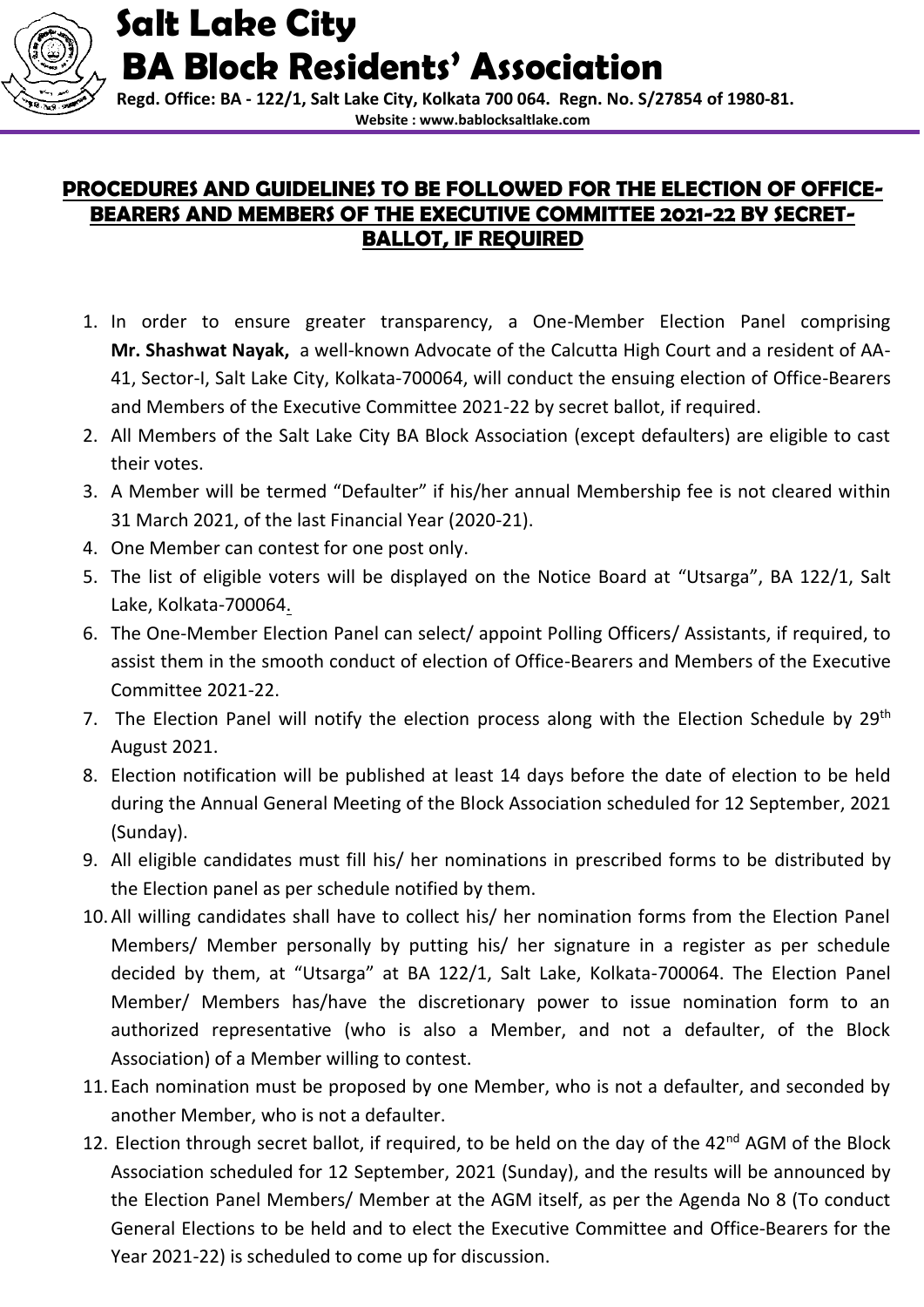# Salt Lake City
# BA Block Residents' Association

**Regd. Office: BA - 122/1, Salt Lake City, Kolkata 700 064. Regn. No. S/27854 of 1980-81.**
**Website : www.bablocksaltlake.com**

## PROCEDURES AND GUIDELINES TO BE FOLLOWED FOR THE ELECTION OF OFFICE-BEARERS AND MEMBERS OF THE EXECUTIVE COMMITTEE 2021-22 BY SECRET-BALLOT, IF REQUIRED

1. In order to ensure greater transparency, a One-Member Election Panel comprising **Mr. Shashwat Nayak,** a well-known Advocate of the Calcutta High Court and a resident of AA-41, Sector-I, Salt Lake City, Kolkata-700064, will conduct the ensuing election of Office-Bearers and Members of the Executive Committee 2021-22 by secret ballot, if required.
2. All Members of the Salt Lake City BA Block Association (except defaulters) are eligible to cast their votes.
3. A Member will be termed "Defaulter" if his/her annual Membership fee is not cleared within 31 March 2021, of the last Financial Year (2020-21).
4. One Member can contest for one post only.
5. The list of eligible voters will be displayed on the Notice Board at "Utsarga", BA 122/1, Salt Lake, Kolkata-700064.
6. The One-Member Election Panel can select/ appoint Polling Officers/ Assistants, if required, to assist them in the smooth conduct of election of Office-Bearers and Members of the Executive Committee 2021-22.
7. The Election Panel will notify the election process along with the Election Schedule by 29th August 2021.
8. Election notification will be published at least 14 days before the date of election to be held during the Annual General Meeting of the Block Association scheduled for 12 September, 2021 (Sunday).
9. All eligible candidates must fill his/ her nominations in prescribed forms to be distributed by the Election panel as per schedule notified by them.
10. All willing candidates shall have to collect his/ her nomination forms from the Election Panel Members/ Member personally by putting his/ her signature in a register as per schedule decided by them, at "Utsarga" at BA 122/1, Salt Lake, Kolkata-700064. The Election Panel Member/ Members has/have the discretionary power to issue nomination form to an authorized representative (who is also a Member, and not a defaulter, of the Block Association) of a Member willing to contest.
11. Each nomination must be proposed by one Member, who is not a defaulter, and seconded by another Member, who is not a defaulter.
12. Election through secret ballot, if required, to be held on the day of the 42nd AGM of the Block Association scheduled for 12 September, 2021 (Sunday), and the results will be announced by the Election Panel Members/ Member at the AGM itself, as per the Agenda No 8 (To conduct General Elections to be held and to elect the Executive Committee and Office-Bearers for the Year 2021-22) is scheduled to come up for discussion.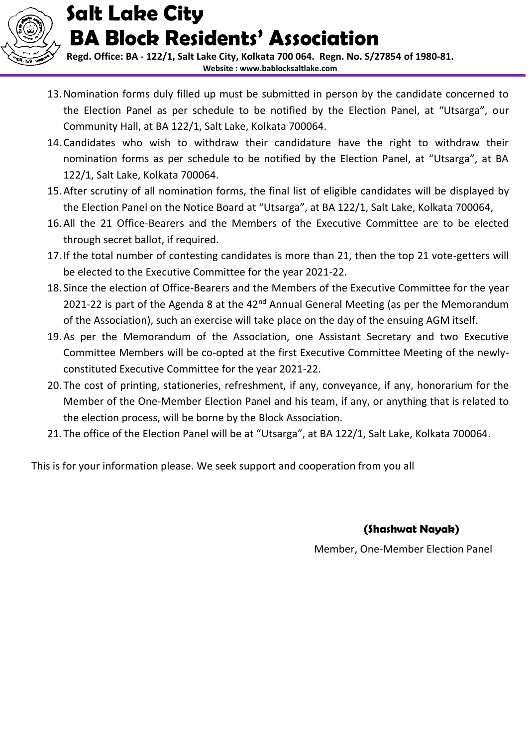13. Nomination forms duly filled up must be submitted in person by the candidate concerned to the Election Panel as per schedule to be notified by the Election Panel, at "Utsarga", our Community Hall, at BA 122/1, Salt Lake, Kolkata 700064.
14. Candidates who wish to withdraw their candidature have the right to withdraw their nomination forms as per schedule to be notified by the Election Panel, at "Utsarga", at BA 122/1, Salt Lake, Kolkata 700064.
15. After scrutiny of all nomination forms, the final list of eligible candidates will be displayed by the Election Panel on the Notice Board at "Utsarga", at BA 122/1, Salt Lake, Kolkata 700064,
16. All the 21 Office-Bearers and the Members of the Executive Committee are to be elected through secret ballot, if required.
17. If the total number of contesting candidates is more than 21, then the top 21 vote-getters will be elected to the Executive Committee for the year 2021-22.
18. Since the election of Office-Bearers and the Members of the Executive Committee for the year 2021-22 is part of the Agenda 8 at the 42nd Annual General Meeting (as per the Memorandum of the Association), such an exercise will take place on the day of the ensuing AGM itself.
19. As per the Memorandum of the Association, one Assistant Secretary and two Executive Committee Members will be co-opted at the first Executive Committee Meeting of the newly-constituted Executive Committee for the year 2021-22.
20. The cost of printing, stationeries, refreshment, if any, conveyance, if any, honorarium for the Member of the One-Member Election Panel and his team, if any, or anything that is related to the election process, will be borne by the Block Association.
21. The office of the Election Panel will be at "Utsarga", at BA 122/1, Salt Lake, Kolkata 700064.

This is for your information please. We seek support and cooperation from you all

**(Shashwat Nayak)**

Member, One-Member Election Panel